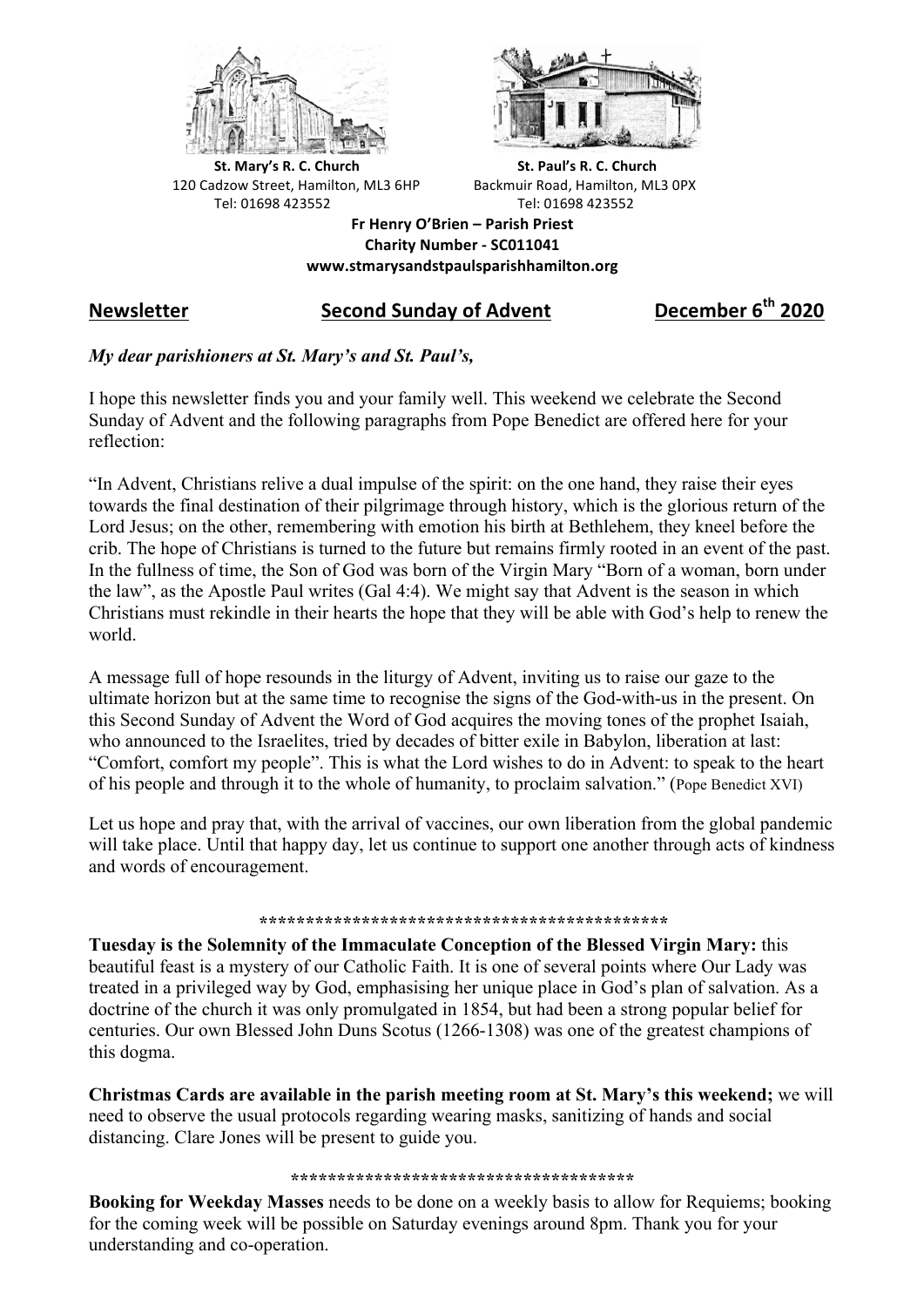**St. Mary's R. C. Church**
120 Cadzow Street, Hamilton, ML3 6HP
Tel: 01698 423552

**St. Paul's R. C. Church**
Backmuir Road, Hamilton, ML3 0PX
Tel: 01698 423552

**Fr Henry O'Brien – Parish Priest**
**Charity Number - SC011041**
**www.stmarysandstpaulsparishhamilton.org**

## Newsletter — Second Sunday of Advent — December 6th 2020

***My dear parishioners at St. Mary's and St. Paul's,***

I hope this newsletter finds you and your family well. This weekend we celebrate the Second Sunday of Advent and the following paragraphs from Pope Benedict are offered here for your reflection:

"In Advent, Christians relive a dual impulse of the spirit: on the one hand, they raise their eyes towards the final destination of their pilgrimage through history, which is the glorious return of the Lord Jesus; on the other, remembering with emotion his birth at Bethlehem, they kneel before the crib. The hope of Christians is turned to the future but remains firmly rooted in an event of the past. In the fullness of time, the Son of God was born of the Virgin Mary "Born of a woman, born under the law", as the Apostle Paul writes (Gal 4:4). We might say that Advent is the season in which Christians must rekindle in their hearts the hope that they will be able with God's help to renew the world.

A message full of hope resounds in the liturgy of Advent, inviting us to raise our gaze to the ultimate horizon but at the same time to recognise the signs of the God-with-us in the present. On this Second Sunday of Advent the Word of God acquires the moving tones of the prophet Isaiah, who announced to the Israelites, tried by decades of bitter exile in Babylon, liberation at last: "Comfort, comfort my people". This is what the Lord wishes to do in Advent: to speak to the heart of his people and through it to the whole of humanity, to proclaim salvation." (Pope Benedict XVI)

Let us hope and pray that, with the arrival of vaccines, our own liberation from the global pandemic will take place. Until that happy day, let us continue to support one another through acts of kindness and words of encouragement.

\*\*\*\*\*\*\*\*\*\*\*\*\*\*\*\*\*\*\*\*\*\*\*\*\*\*\*\*\*\*\*\*\*\*\*\*\*\*\*\*\*\*\*\*\*\*

**Tuesday is the Solemnity of the Immaculate Conception of the Blessed Virgin Mary:** this beautiful feast is a mystery of our Catholic Faith. It is one of several points where Our Lady was treated in a privileged way by God, emphasising her unique place in God's plan of salvation. As a doctrine of the church it was only promulgated in 1854, but had been a strong popular belief for centuries. Our own Blessed John Duns Scotus (1266-1308) was one of the greatest champions of this dogma.

**Christmas Cards are available in the parish meeting room at St. Mary's this weekend;** we will need to observe the usual protocols regarding wearing masks, sanitizing of hands and social distancing. Clare Jones will be present to guide you.

\*\*\*\*\*\*\*\*\*\*\*\*\*\*\*\*\*\*\*\*\*\*\*\*\*\*\*\*\*\*\*\*\*\*\*\*\*\*

**Booking for Weekday Masses** needs to be done on a weekly basis to allow for Requiems; booking for the coming week will be possible on Saturday evenings around 8pm. Thank you for your understanding and co-operation.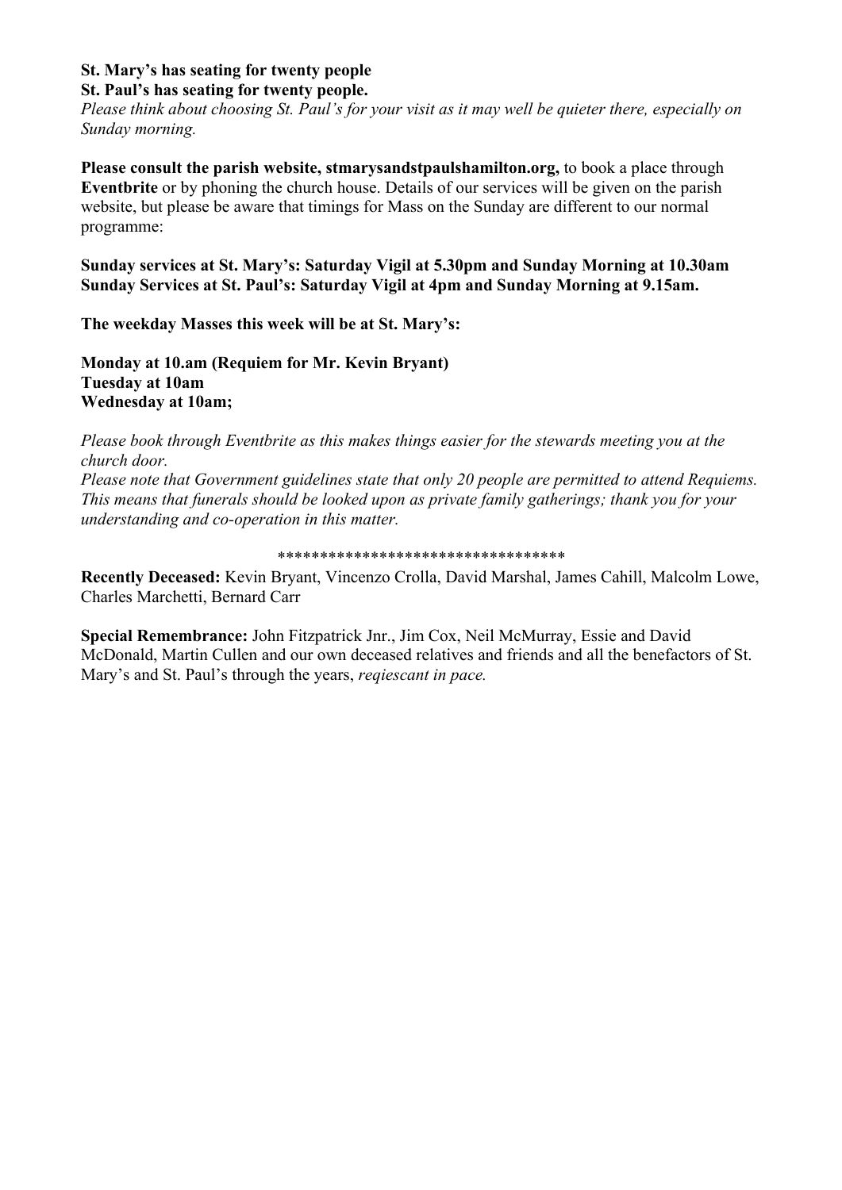**St. Mary's has seating for twenty people**
**St. Paul's has seating for twenty people.**
*Please think about choosing St. Paul's for your visit as it may well be quieter there, especially on Sunday morning.*

**Please consult the parish website, stmarysandstpaulshamilton.org,** to book a place through **Eventbrite** or by phoning the church house. Details of our services will be given on the parish website, but please be aware that timings for Mass on the Sunday are different to our normal programme:

**Sunday services at St. Mary's: Saturday Vigil at 5.30pm and Sunday Morning at 10.30am**
**Sunday Services at St. Paul's: Saturday Vigil at 4pm and Sunday Morning at 9.15am.**

**The weekday Masses this week will be at St. Mary's:**

**Monday at 10.am (Requiem for Mr. Kevin Bryant)**
**Tuesday at 10am**
**Wednesday at 10am;**

*Please book through Eventbrite as this makes things easier for the stewards meeting you at the church door.*
*Please note that Government guidelines state that only 20 people are permitted to attend Requiems. This means that funerals should be looked upon as private family gatherings; thank you for your understanding and co-operation in this matter.*

**********************************

**Recently Deceased:** Kevin Bryant, Vincenzo Crolla, David Marshal, James Cahill, Malcolm Lowe, Charles Marchetti, Bernard Carr

**Special Remembrance:** John Fitzpatrick Jnr., Jim Cox, Neil McMurray, Essie and David McDonald, Martin Cullen and our own deceased relatives and friends and all the benefactors of St. Mary's and St. Paul's through the years, *reqiescant in pace.*